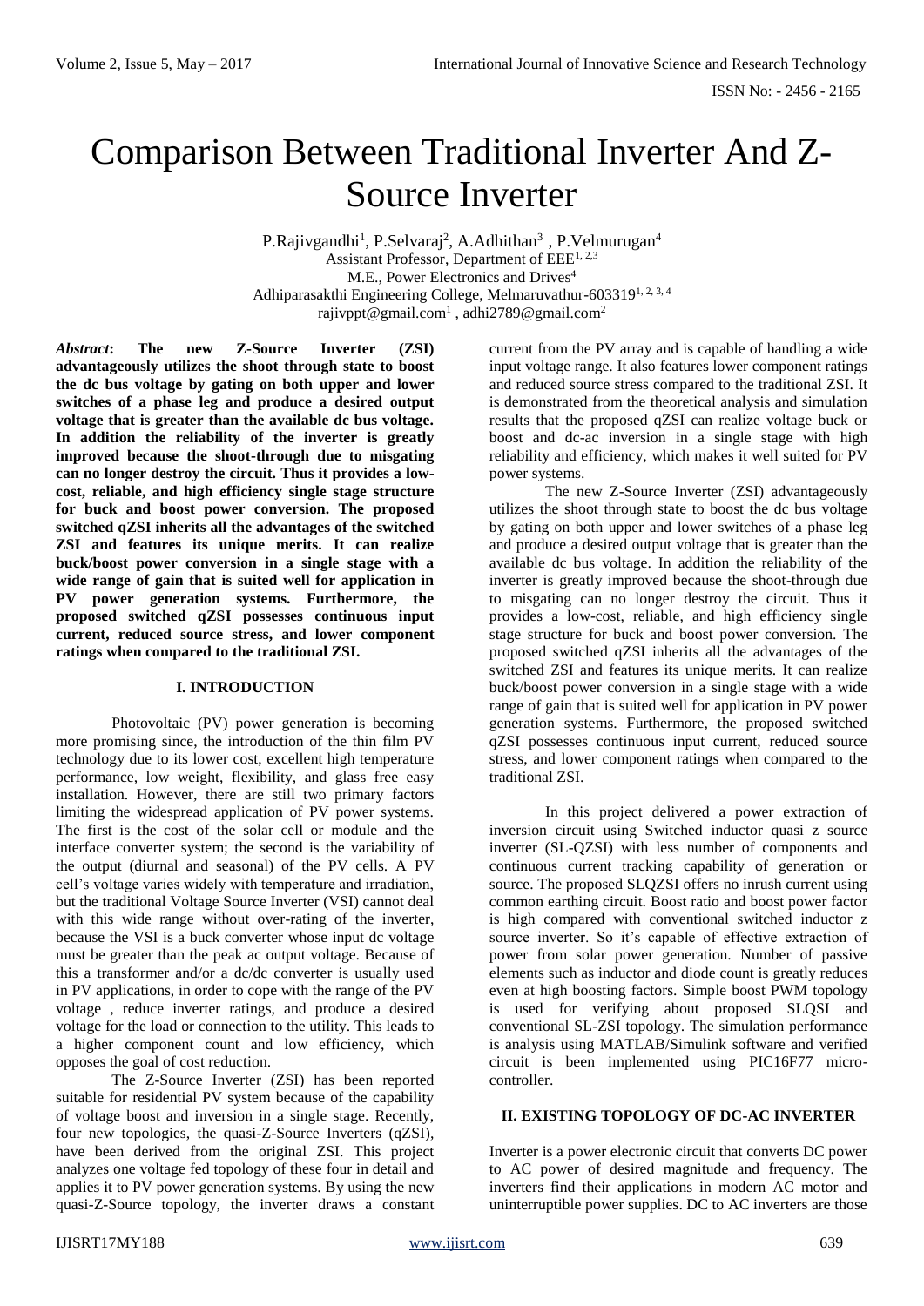# Comparison Between Traditional Inverter And Z-Source Inverter

P.Rajivgandhi[1], P.Selvaraj[2], A.Adhithan[3] , P.Velmurugan[4]
Assistant Professor, Department of EEE[1, 2,3]
M.E., Power Electronics and Drives[4]
Adhiparasakthi Engineering College, Melmaruvathur-603319[1, 2, 3, 4]
rajivppt@gmail.com[1] , adhi2789@gmail.com[2]

***Abstract*: The new Z-Source Inverter (ZSI) advantageously utilizes the shoot through state to boost the dc bus voltage by gating on both upper and lower switches of a phase leg and produce a desired output voltage that is greater than the available dc bus voltage. In addition the reliability of the inverter is greatly improved because the shoot-through due to misgating can no longer destroy the circuit. Thus it provides a low-cost, reliable, and high efficiency single stage structure for buck and boost power conversion. The proposed switched qZSI inherits all the advantages of the switched ZSI and features its unique merits. It can realize buck/boost power conversion in a single stage with a wide range of gain that is suited well for application in PV power generation systems. Furthermore, the proposed switched qZSI possesses continuous input current, reduced source stress, and lower component ratings when compared to the traditional ZSI.**

## I. INTRODUCTION

Photovoltaic (PV) power generation is becoming more promising since, the introduction of the thin film PV technology due to its lower cost, excellent high temperature performance, low weight, flexibility, and glass free easy installation. However, there are still two primary factors limiting the widespread application of PV power systems. The first is the cost of the solar cell or module and the interface converter system; the second is the variability of the output (diurnal and seasonal) of the PV cells. A PV cell's voltage varies widely with temperature and irradiation, but the traditional Voltage Source Inverter (VSI) cannot deal with this wide range without over-rating of the inverter, because the VSI is a buck converter whose input dc voltage must be greater than the peak ac output voltage. Because of this a transformer and/or a dc/dc converter is usually used in PV applications, in order to cope with the range of the PV voltage , reduce inverter ratings, and produce a desired voltage for the load or connection to the utility. This leads to a higher component count and low efficiency, which opposes the goal of cost reduction.

The Z-Source Inverter (ZSI) has been reported suitable for residential PV system because of the capability of voltage boost and inversion in a single stage. Recently, four new topologies, the quasi-Z-Source Inverters (qZSI), have been derived from the original ZSI. This project analyzes one voltage fed topology of these four in detail and applies it to PV power generation systems. By using the new quasi-Z-Source topology, the inverter draws a constant current from the PV array and is capable of handling a wide input voltage range. It also features lower component ratings and reduced source stress compared to the traditional ZSI. It is demonstrated from the theoretical analysis and simulation results that the proposed qZSI can realize voltage buck or boost and dc-ac inversion in a single stage with high reliability and efficiency, which makes it well suited for PV power systems.

The new Z-Source Inverter (ZSI) advantageously utilizes the shoot through state to boost the dc bus voltage by gating on both upper and lower switches of a phase leg and produce a desired output voltage that is greater than the available dc bus voltage. In addition the reliability of the inverter is greatly improved because the shoot-through due to misgating can no longer destroy the circuit. Thus it provides a low-cost, reliable, and high efficiency single stage structure for buck and boost power conversion. The proposed switched qZSI inherits all the advantages of the switched ZSI and features its unique merits. It can realize buck/boost power conversion in a single stage with a wide range of gain that is suited well for application in PV power generation systems. Furthermore, the proposed switched qZSI possesses continuous input current, reduced source stress, and lower component ratings when compared to the traditional ZSI.

In this project delivered a power extraction of inversion circuit using Switched inductor quasi z source inverter (SL-QZSI) with less number of components and continuous current tracking capability of generation or source. The proposed SLQZSI offers no inrush current using common earthing circuit. Boost ratio and boost power factor is high compared with conventional switched inductor z source inverter. So it's capable of effective extraction of power from solar power generation. Number of passive elements such as inductor and diode count is greatly reduces even at high boosting factors. Simple boost PWM topology is used for verifying about proposed SLQSI and conventional SL-ZSI topology. The simulation performance is analysis using MATLAB/Simulink software and verified circuit is been implemented using PIC16F77 micro-controller.

## II. EXISTING TOPOLOGY OF DC-AC INVERTER

Inverter is a power electronic circuit that converts DC power to AC power of desired magnitude and frequency. The inverters find their applications in modern AC motor and uninterruptible power supplies. DC to AC inverters are those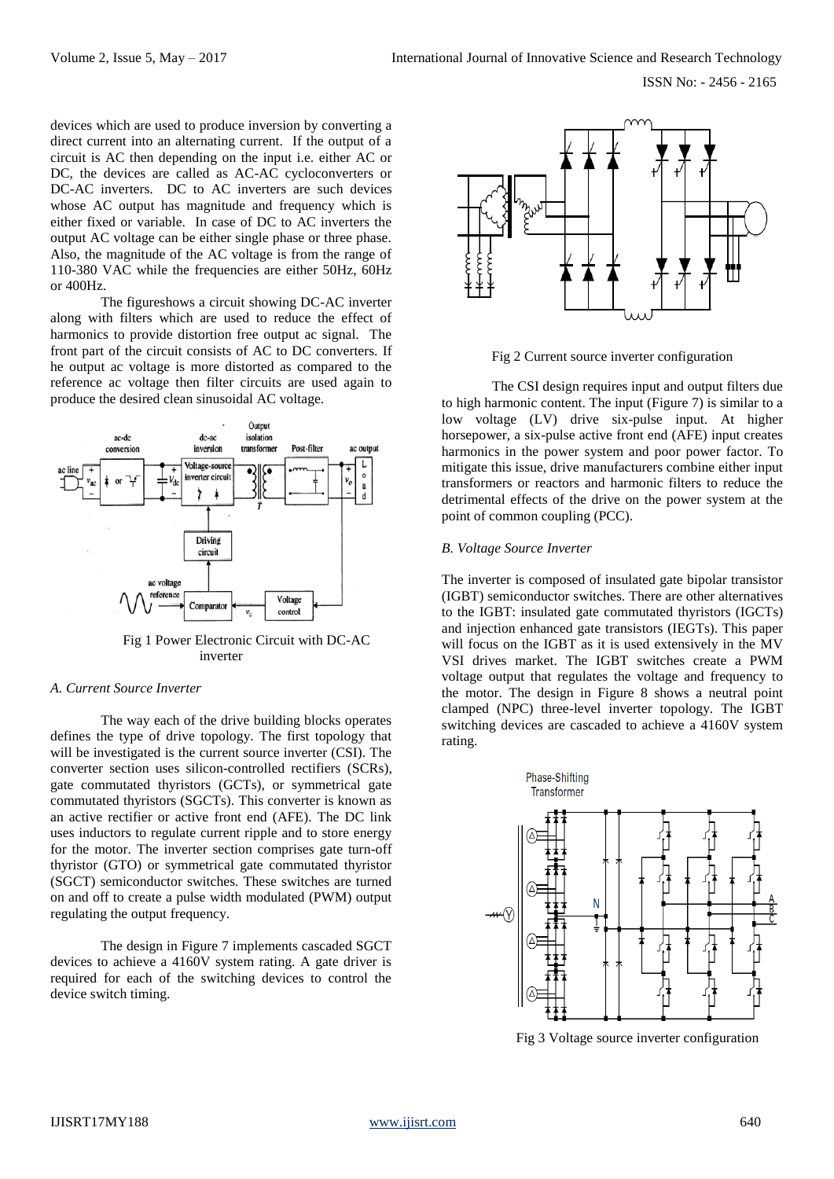devices which are used to produce inversion by converting a direct current into an alternating current. If the output of a circuit is AC then depending on the input i.e. either AC or DC, the devices are called as AC-AC cycloconverters or DC-AC inverters. DC to AC inverters are such devices whose AC output has magnitude and frequency which is either fixed or variable. In case of DC to AC inverters the output AC voltage can be either single phase or three phase. Also, the magnitude of the AC voltage is from the range of 110-380 VAC while the frequencies are either 50Hz, 60Hz or 400Hz.

The figureshows a circuit showing DC-AC inverter along with filters which are used to reduce the effect of harmonics to provide distortion free output ac signal. The front part of the circuit consists of AC to DC converters. If he output ac voltage is more distorted as compared to the reference ac voltage then filter circuits are used again to produce the desired clean sinusoidal AC voltage.

ac-dc conversion
dc-ac inversion
Output isolation transformer
Post-filter
ac output
ac line
$v_{ac}$
or
$V_{dc}$
Voltage-source inverter circuit
$T$
$v_o$
Load
Driving circuit
ac voltage reference
Comparator
$v_c$
Voltage control

Fig 1 Power Electronic Circuit with DC-AC inverter

### *A. Current Source Inverter*

The way each of the drive building blocks operates defines the type of drive topology. The first topology that will be investigated is the current source inverter (CSI). The converter section uses silicon-controlled rectifiers (SCRs), gate commutated thyristors (GCTs), or symmetrical gate commutated thyristors (SGCTs). This converter is known as an active rectifier or active front end (AFE). The DC link uses inductors to regulate current ripple and to store energy for the motor. The inverter section comprises gate turn-off thyristor (GTO) or symmetrical gate commutated thyristor (SGCT) semiconductor switches. These switches are turned on and off to create a pulse width modulated (PWM) output regulating the output frequency.

The design in Figure 7 implements cascaded SGCT devices to achieve a 4160V system rating. A gate driver is required for each of the switching devices to control the device switch timing.

Fig 2 Current source inverter configuration

The CSI design requires input and output filters due to high harmonic content. The input (Figure 7) is similar to a low voltage (LV) drive six-pulse input. At higher horsepower, a six-pulse active front end (AFE) input creates harmonics in the power system and poor power factor. To mitigate this issue, drive manufacturers combine either input transformers or reactors and harmonic filters to reduce the detrimental effects of the drive on the power system at the point of common coupling (PCC).

### *B. Voltage Source Inverter*

The inverter is composed of insulated gate bipolar transistor (IGBT) semiconductor switches. There are other alternatives to the IGBT: insulated gate commutated thyristors (IGCTs) and injection enhanced gate transistors (IEGTs). This paper will focus on the IGBT as it is used extensively in the MV VSI drives market. The IGBT switches create a PWM voltage output that regulates the voltage and frequency to the motor. The design in Figure 8 shows a neutral point clamped (NPC) three-level inverter topology. The IGBT switching devices are cascaded to achieve a 4160V system rating.

Phase-Shifting Transformer
N
A
B
C

Fig 3 Voltage source inverter configuration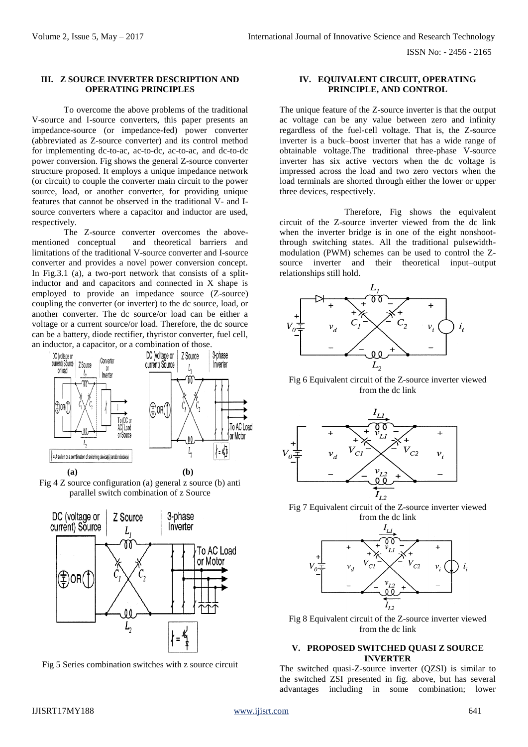## III. Z SOURCE INVERTER DESCRIPTION AND OPERATING PRINCIPLES

To overcome the above problems of the traditional V-source and I-source converters, this paper presents an impedance-source (or impedance-fed) power converter (abbreviated as Z-source converter) and its control method for implementing dc-to-ac, ac-to-dc, ac-to-ac, and dc-to-dc power conversion. Fig shows the general Z-source converter structure proposed. It employs a unique impedance network (or circuit) to couple the converter main circuit to the power source, load, or another converter, for providing unique features that cannot be observed in the traditional V- and I-source converters where a capacitor and inductor are used, respectively.

The Z-source converter overcomes the above-mentioned conceptual and theoretical barriers and limitations of the traditional V-source converter and I-source converter and provides a novel power conversion concept. In Fig.3.1 (a), a two-port network that consists of a split-inductor and and capacitors and connected in X shape is employed to provide an impedance source (Z-source) coupling the converter (or inverter) to the dc source, load, or another converter. The dc source/or load can be either a voltage or a current source/or load. Therefore, the dc source can be a battery, diode rectifier, thyristor converter, fuel cell, an inductor, a capacitor, or a combination of those.

Fig 4 Z source configuration (a) general z source (b) anti parallel switch combination of z Source

Fig 5 Series combination switches with z source circuit

## IV. EQUIVALENT CIRCUIT, OPERATING PRINCIPLE, AND CONTROL

The unique feature of the Z-source inverter is that the output ac voltage can be any value between zero and infinity regardless of the fuel-cell voltage. That is, the Z-source inverter is a buck–boost inverter that has a wide range of obtainable voltage.The traditional three-phase V-source inverter has six active vectors when the dc voltage is impressed across the load and two zero vectors when the load terminals are shorted through either the lower or upper three devices, respectively.

Therefore, Fig shows the equivalent circuit of the Z-source inverter viewed from the dc link when the inverter bridge is in one of the eight nonshoot-through switching states. All the traditional pulsewidth-modulation (PWM) schemes can be used to control the Z-source inverter and their theoretical input–output relationships still hold.

Fig 6 Equivalent circuit of the Z-source inverter viewed from the dc link

Fig 7 Equivalent circuit of the Z-source inverter viewed from the dc link

Fig 8 Equivalent circuit of the Z-source inverter viewed from the dc link

## V. PROPOSED SWITCHED QUASI Z SOURCE INVERTER

The switched quasi-Z-source inverter (QZSI) is similar to the switched ZSI presented in fig. above, but has several advantages including in some combination; lower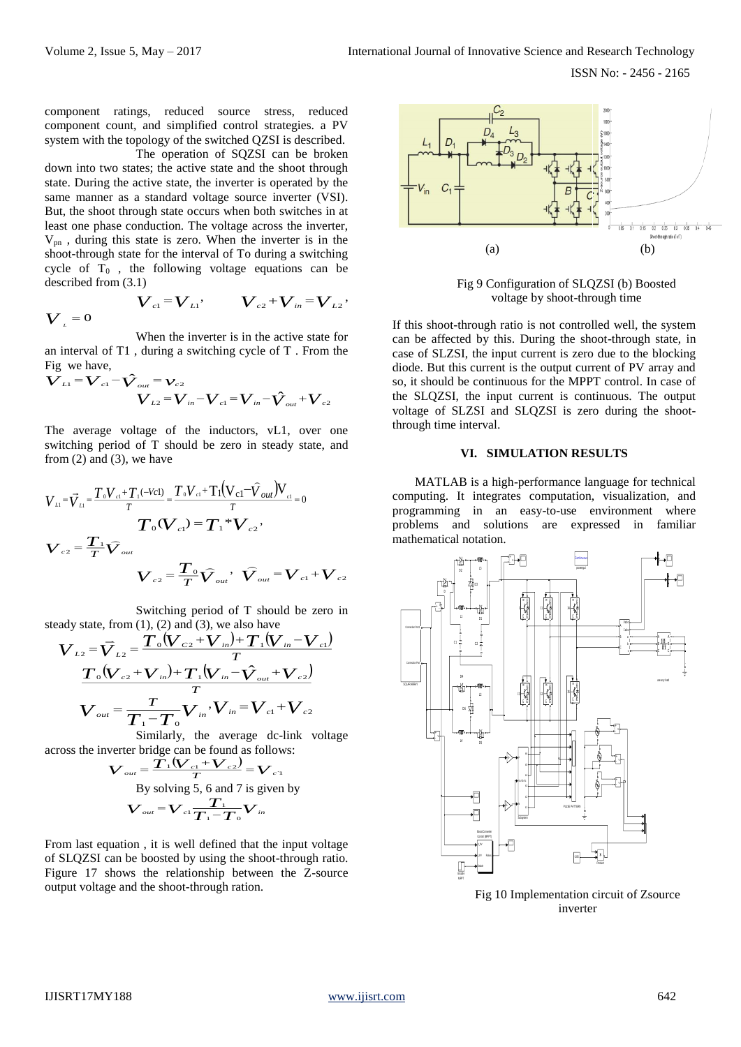component ratings, reduced source stress, reduced component count, and simplified control strategies. a PV system with the topology of the switched QZSI is described.

The operation of SQZSI can be broken down into two states; the active state and the shoot through state. During the active state, the inverter is operated by the same manner as a standard voltage source inverter (VSI). But, the shoot through state occurs when both switches in at least one phase conduction. The voltage across the inverter, $V_{pn}$ , during this state is zero. When the inverter is in the shoot-through state for the interval of To during a switching cycle of $T_0$ , the following voltage equations can be described from (3.1)

$$V_{c1} = V_{L1}, \qquad V_{c2} + V_{in} = V_{L2},$$

$$V_{L} = 0$$

When the inverter is in the active state for an interval of T1 , during a switching cycle of T . From the Fig we have,

$$V_{L1} = V_{c1} - \hat{V}_{out} = v_{c2}$$

$$V_{L2} = V_{in} - V_{c1} = V_{in} - \hat{V}_{out} + V_{c2}$$

The average voltage of the inductors, vL1, over one switching period of T should be zero in steady state, and from (2) and (3), we have

$$V_{L1} = \vec{V}_{L1} = \frac{T_0 V_{c1} + T_1(-Vc1)}{T} = \frac{T_0 V_{c1} + T_1(V_{c1} - \hat{V}_{out})V_{c1}}{T} = 0$$

$$T_0(V_{c1}) = T_1 * V_{c2},$$

$$V_{c2} = \frac{T_1}{T}\hat{V}_{out}$$

$$V_{c2} = \frac{T_0}{T}\hat{V}_{out}, \quad \hat{V}_{out} = V_{c1} + V_{c2}$$

Switching period of T should be zero in steady state, from (1), (2) and (3), we also have

$$V_{L2} = \vec{V}_{L2} = \frac{T_0(V_{C2} + V_{in}) + T_1(V_{in} - V_{c1})}{T}$$

$$\frac{T_0(V_{c2} + V_{in}) + T_1(V_{in} - \hat{V}_{out} + V_{c2})}{T}$$

$$V_{out} = \frac{T}{T_1 - T_0} V_{in}, V_{in} = V_{c1} + V_{c2}$$

Similarly, the average dc-link voltage across the inverter bridge can be found as follows:

$$V_{out} = \frac{T_1(V_{c1} + V_{c2})}{T} = V_{c1}$$

By solving 5, 6 and 7 is given by

$$V_{out} = V_{c1} \frac{T_1}{T_1 - T_0} V_{in}$$

From last equation , it is well defined that the input voltage of SLQZSI can be boosted by using the shoot-through ratio. Figure 17 shows the relationship between the Z-source output voltage and the shoot-through ration.

(a) (b)

Fig 9 Configuration of SLQZSI (b) Boosted voltage by shoot-through time

If this shoot-through ratio is not controlled well, the system can be affected by this. During the shoot-through state, in case of SLZSI, the input current is zero due to the blocking diode. But this current is the output current of PV array and so, it should be continuous for the MPPT control. In case of the SLQZSI, the input current is continuous. The output voltage of SLZSI and SLQZSI is zero during the shoot-through time interval.

## VI. SIMULATION RESULTS

MATLAB is a high-performance language for technical computing. It integrates computation, visualization, and programming in an easy-to-use environment where problems and solutions are expressed in familiar mathematical notation.

Fig 10 Implementation circuit of Zsource inverter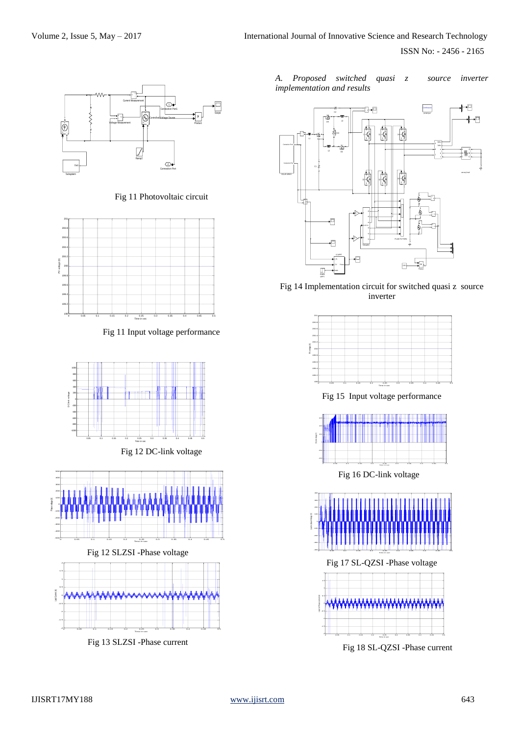Fig 11 Photovoltaic circuit

Fig 11 Input voltage performance

Fig 12 DC-link voltage

Fig 12 SLZSI -Phase voltage

Fig 13 SLZSI -Phase current

*A. Proposed switched quasi z source inverter implementation and results*

Fig 14 Implementation circuit for switched quasi z source inverter

Fig 15 Input voltage performance

Fig 16 DC-link voltage

Fig 17 SL-QZSI -Phase voltage

Fig 18 SL-QZSI -Phase current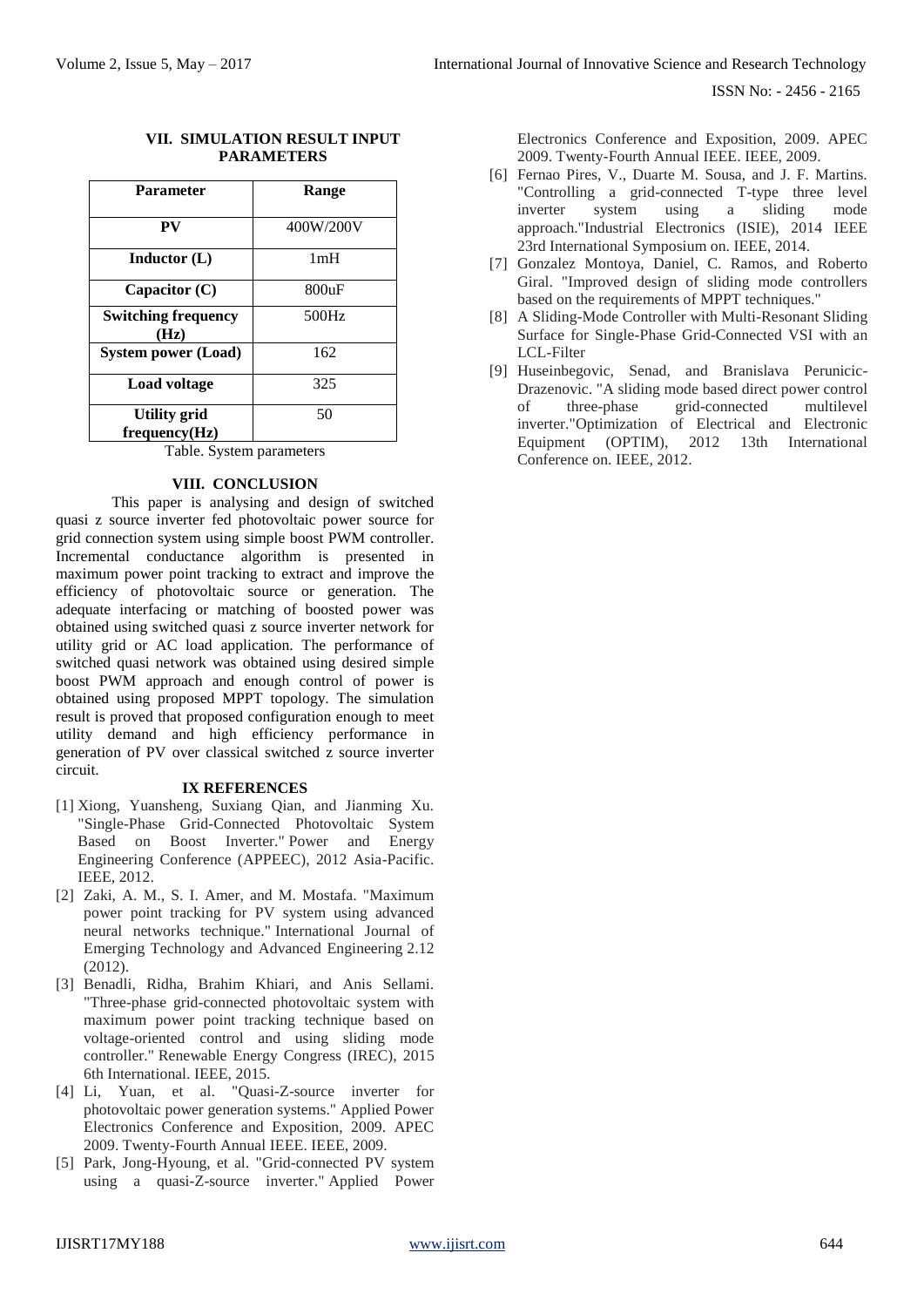## VII. SIMULATION RESULT INPUT PARAMETERS

| Parameter | Range |
|---|---|
| **PV** | 400W/200V |
| **Inductor (L)** | 1mH |
| **Capacitor (C)** | 800uF |
| **Switching frequency (Hz)** | 500Hz |
| **System power (Load)** | 162 |
| **Load voltage** | 325 |
| **Utility grid frequency(Hz)** | 50 |

Table. System parameters

## VIII. CONCLUSION

This paper is analysing and design of switched quasi z source inverter fed photovoltaic power source for grid connection system using simple boost PWM controller. Incremental conductance algorithm is presented in maximum power point tracking to extract and improve the efficiency of photovoltaic source or generation. The adequate interfacing or matching of boosted power was obtained using switched quasi z source inverter network for utility grid or AC load application. The performance of switched quasi network was obtained using desired simple boost PWM approach and enough control of power is obtained using proposed MPPT topology. The simulation result is proved that proposed configuration enough to meet utility demand and high efficiency performance in generation of PV over classical switched z source inverter circuit.

## IX REFERENCES

[1] Xiong, Yuansheng, Suxiang Qian, and Jianming Xu. "Single-Phase Grid-Connected Photovoltaic System Based on Boost Inverter." Power and Energy Engineering Conference (APPEEC), 2012 Asia-Pacific. IEEE, 2012.

[2] Zaki, A. M., S. I. Amer, and M. Mostafa. "Maximum power point tracking for PV system using advanced neural networks technique." International Journal of Emerging Technology and Advanced Engineering 2.12 (2012).

[3] Benadli, Ridha, Brahim Khiari, and Anis Sellami. "Three-phase grid-connected photovoltaic system with maximum power point tracking technique based on voltage-oriented control and using sliding mode controller." Renewable Energy Congress (IREC), 2015 6th International. IEEE, 2015.

[4] Li, Yuan, et al. "Quasi-Z-source inverter for photovoltaic power generation systems." Applied Power Electronics Conference and Exposition, 2009. APEC 2009. Twenty-Fourth Annual IEEE. IEEE, 2009.

[5] Park, Jong-Hyoung, et al. "Grid-connected PV system using a quasi-Z-source inverter." Applied Power Electronics Conference and Exposition, 2009. APEC 2009. Twenty-Fourth Annual IEEE. IEEE, 2009.

[6] Fernao Pires, V., Duarte M. Sousa, and J. F. Martins. "Controlling a grid-connected T-type three level inverter system using a sliding mode approach."Industrial Electronics (ISIE), 2014 IEEE 23rd International Symposium on. IEEE, 2014.

[7] Gonzalez Montoya, Daniel, C. Ramos, and Roberto Giral. "Improved design of sliding mode controllers based on the requirements of MPPT techniques."

[8] A Sliding-Mode Controller with Multi-Resonant Sliding Surface for Single-Phase Grid-Connected VSI with an LCL-Filter

[9] Huseinbegovic, Senad, and Branislava Perunicic-Drazenovic. "A sliding mode based direct power control of three-phase grid-connected multilevel inverter."Optimization of Electrical and Electronic Equipment (OPTIM), 2012 13th International Conference on. IEEE, 2012.